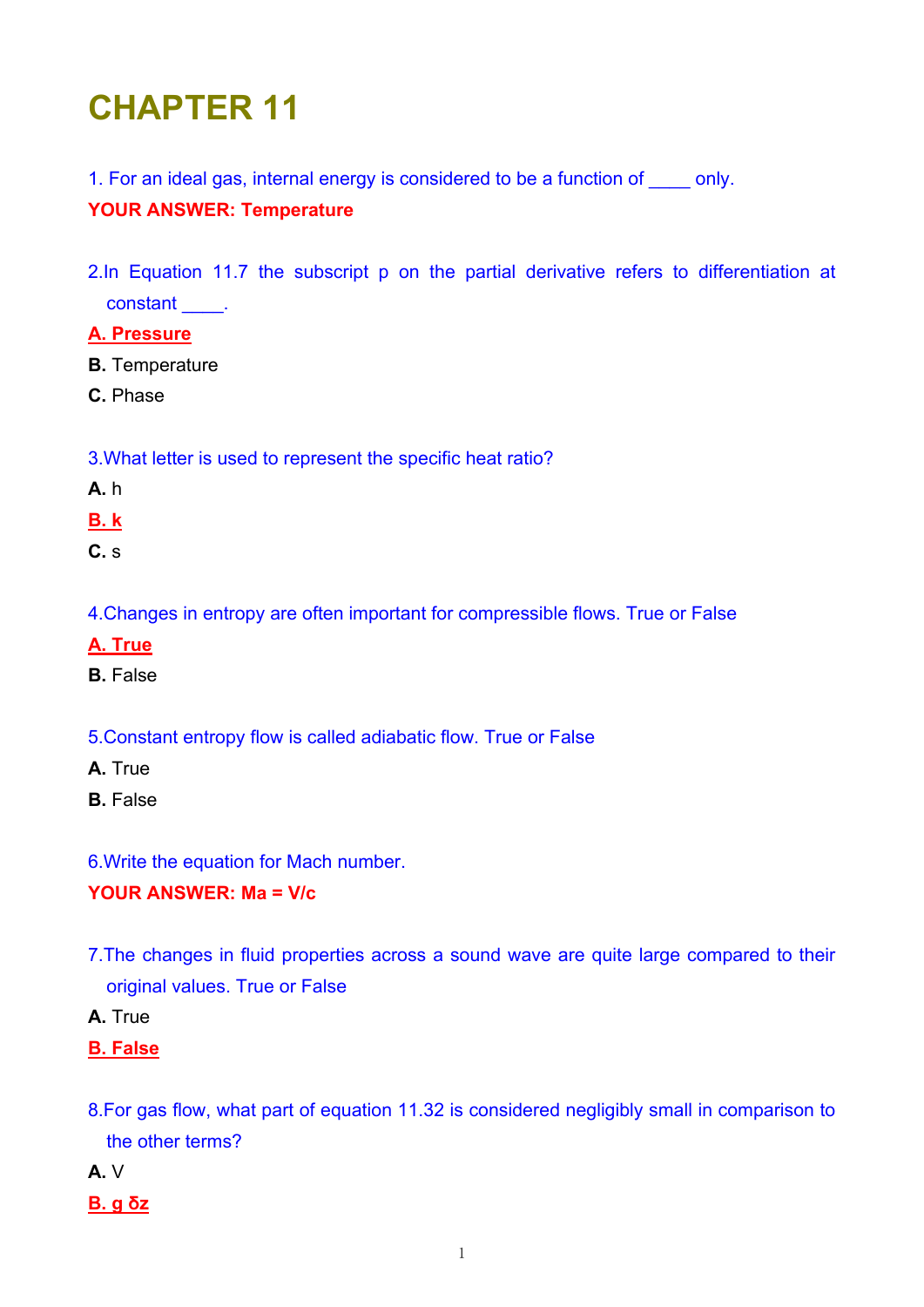# CHAPTER 11

1. For an ideal gas, internal energy is considered to be a function of ____ only.

**YOUR ANSWER: Temperature**

2. In Equation 11.7 the subscript p on the partial derivative refers to differentiation at constant ____.

**A. Pressure**

**B.** Temperature

**C.** Phase

3. What letter is used to represent the specific heat ratio?

**A.** h

**B. k**

**C.** s

4. Changes in entropy are often important for compressible flows. True or False

**A. True**

**B.** False

5. Constant entropy flow is called adiabatic flow. True or False

**A.** True

**B.** False

6. Write the equation for Mach number.

**YOUR ANSWER: Ma = V/c**

7. The changes in fluid properties across a sound wave are quite large compared to their original values. True or False

**A.** True

**B. False**

8. For gas flow, what part of equation 11.32 is considered negligibly small in comparison to the other terms?

**A.** V

**B. $g\ \delta z$**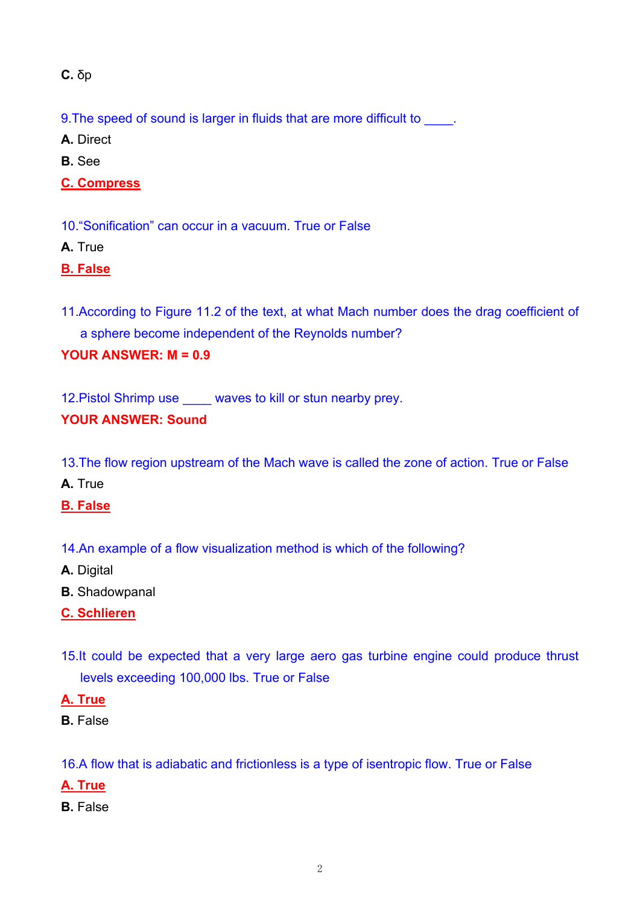**C.** $\delta p$

9.The speed of sound is larger in fluids that are more difficult to ____.

**A.** Direct

**B.** See

**C. Compress**

10."Sonification" can occur in a vacuum. True or False

**A.** True

**B. False**

11.According to Figure 11.2 of the text, at what Mach number does the drag coefficient of a sphere become independent of the Reynolds number?

**YOUR ANSWER: M = 0.9**

12.Pistol Shrimp use ____ waves to kill or stun nearby prey.

**YOUR ANSWER: Sound**

13.The flow region upstream of the Mach wave is called the zone of action. True or False

**A.** True

**B. False**

14.An example of a flow visualization method is which of the following?

**A.** Digital

**B.** Shadowpanal

**C. Schlieren**

15.It could be expected that a very large aero gas turbine engine could produce thrust levels exceeding 100,000 lbs. True or False

**A. True**

**B.** False

16.A flow that is adiabatic and frictionless is a type of isentropic flow. True or False

**A. True**

**B.** False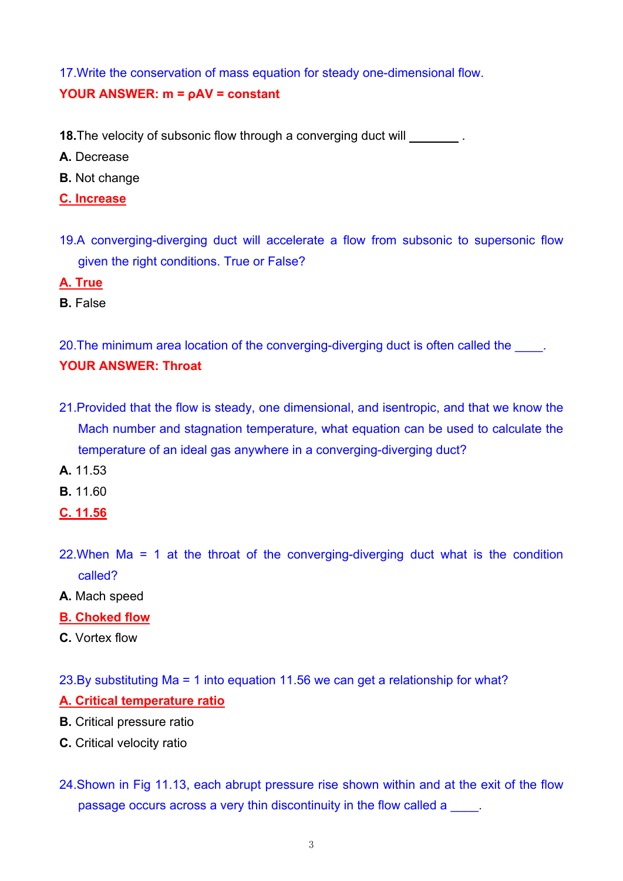17.Write the conservation of mass equation for steady one-dimensional flow.

**YOUR ANSWER: m = ρAV = constant**

**18.** The velocity of subsonic flow through a converging duct will ________ .

**A.** Decrease

**B.** Not change

**C. Increase**

19.A converging-diverging duct will accelerate a flow from subsonic to supersonic flow given the right conditions. True or False?

**A. True**

**B.** False

20.The minimum area location of the converging-diverging duct is often called the ____.

**YOUR ANSWER: Throat**

21.Provided that the flow is steady, one dimensional, and isentropic, and that we know the Mach number and stagnation temperature, what equation can be used to calculate the temperature of an ideal gas anywhere in a converging-diverging duct?

**A.** 11.53

**B.** 11.60

**C. 11.56**

22.When Ma = 1 at the throat of the converging-diverging duct what is the condition called?

**A.** Mach speed

**B. Choked flow**

**C.** Vortex flow

23.By substituting Ma = 1 into equation 11.56 we can get a relationship for what?

**A. Critical temperature ratio**

**B.** Critical pressure ratio

**C.** Critical velocity ratio

24.Shown in Fig 11.13, each abrupt pressure rise shown within and at the exit of the flow passage occurs across a very thin discontinuity in the flow called a ____.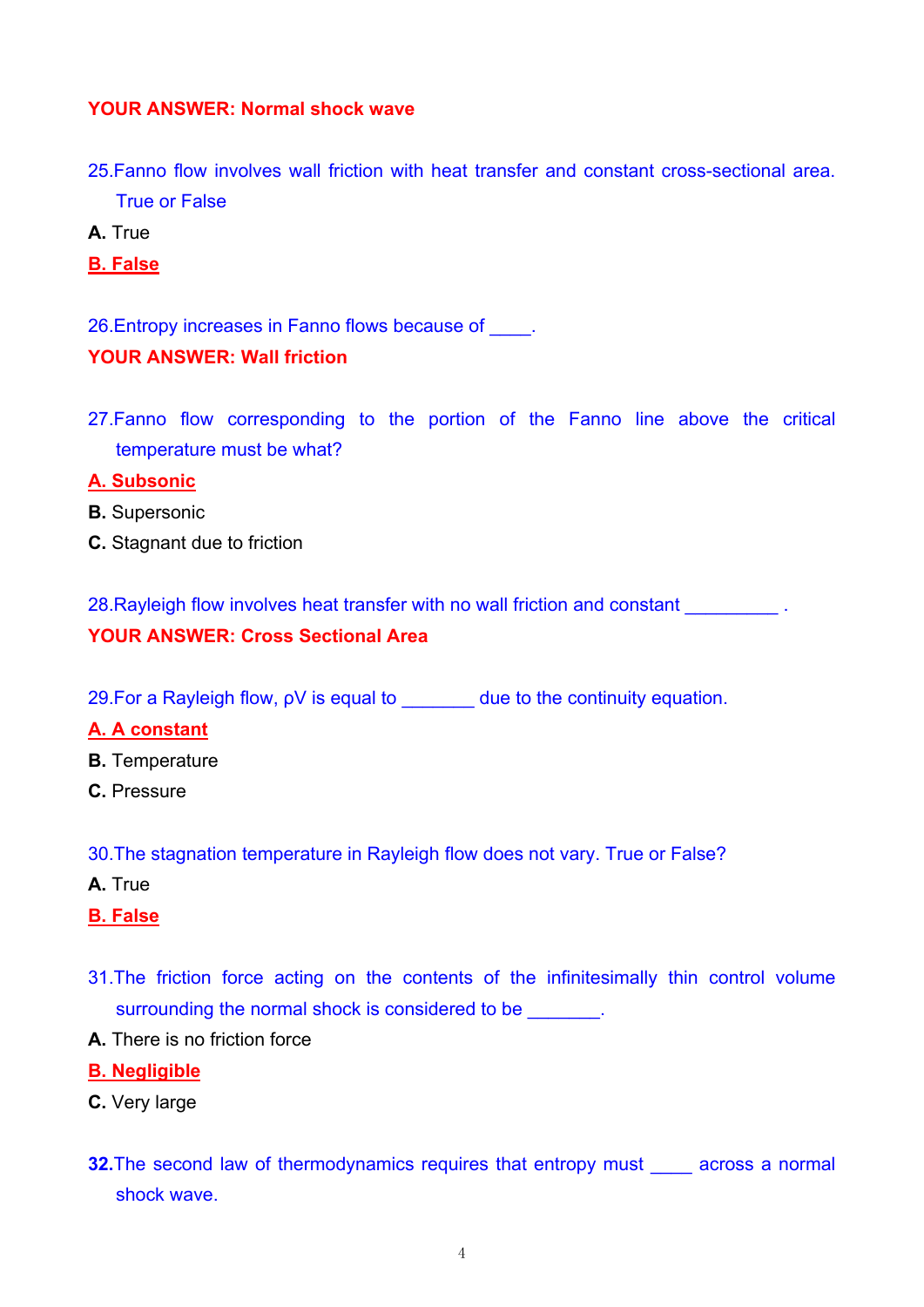**YOUR ANSWER: Normal shock wave**

25.Fanno flow involves wall friction with heat transfer and constant cross-sectional area. True or False

**A.** True

**B. False**

26.Entropy increases in Fanno flows because of ____.

**YOUR ANSWER: Wall friction**

27.Fanno flow corresponding to the portion of the Fanno line above the critical temperature must be what?

**A. Subsonic**

**B.** Supersonic

**C.** Stagnant due to friction

28.Rayleigh flow involves heat transfer with no wall friction and constant _________ .

**YOUR ANSWER: Cross Sectional Area**

29.For a Rayleigh flow, ρV is equal to _______ due to the continuity equation.

**A. A constant**

**B.** Temperature

**C.** Pressure

30.The stagnation temperature in Rayleigh flow does not vary. True or False?

**A.** True

**B. False**

31.The friction force acting on the contents of the infinitesimally thin control volume surrounding the normal shock is considered to be _______.

**A.** There is no friction force

**B. Negligible**

**C.** Very large

**32.**The second law of thermodynamics requires that entropy must ____ across a normal shock wave.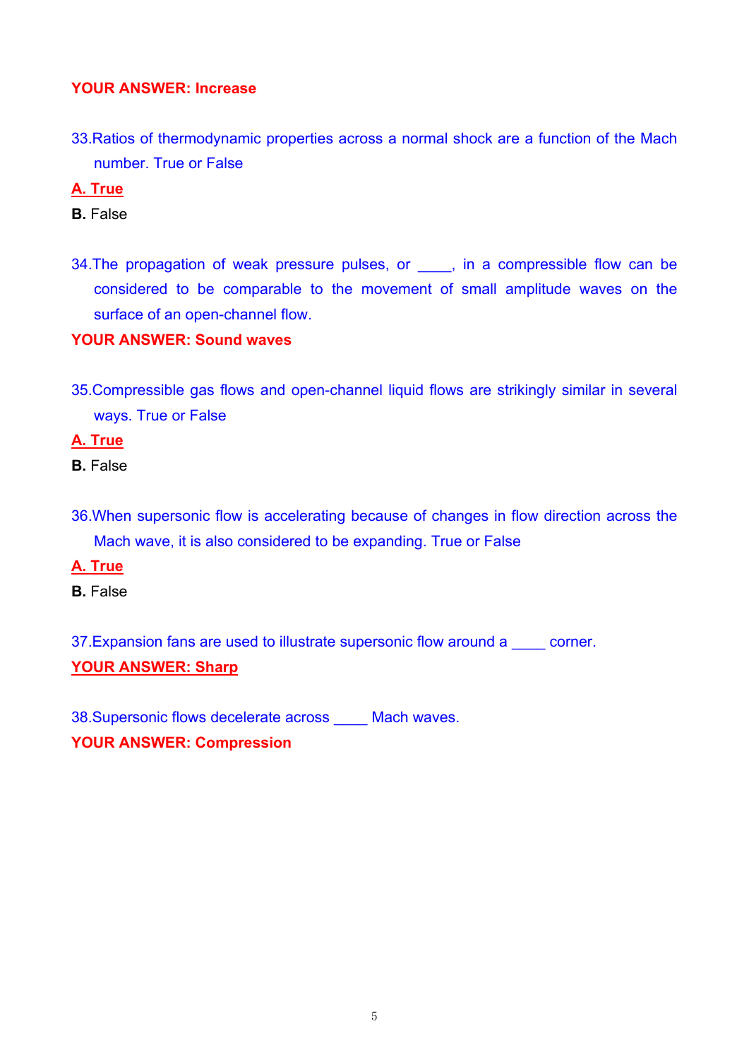**YOUR ANSWER: Increase**

33.Ratios of thermodynamic properties across a normal shock are a function of the Mach number. True or False

**A. True**

**B.** False

34.The propagation of weak pressure pulses, or ____, in a compressible flow can be considered to be comparable to the movement of small amplitude waves on the surface of an open-channel flow.

**YOUR ANSWER: Sound waves**

35.Compressible gas flows and open-channel liquid flows are strikingly similar in several ways. True or False

**A. True**

**B.** False

36.When supersonic flow is accelerating because of changes in flow direction across the Mach wave, it is also considered to be expanding. True or False

**A. True**

**B.** False

37.Expansion fans are used to illustrate supersonic flow around a ____ corner.

**YOUR ANSWER: Sharp**

38.Supersonic flows decelerate across ____ Mach waves.

**YOUR ANSWER: Compression**